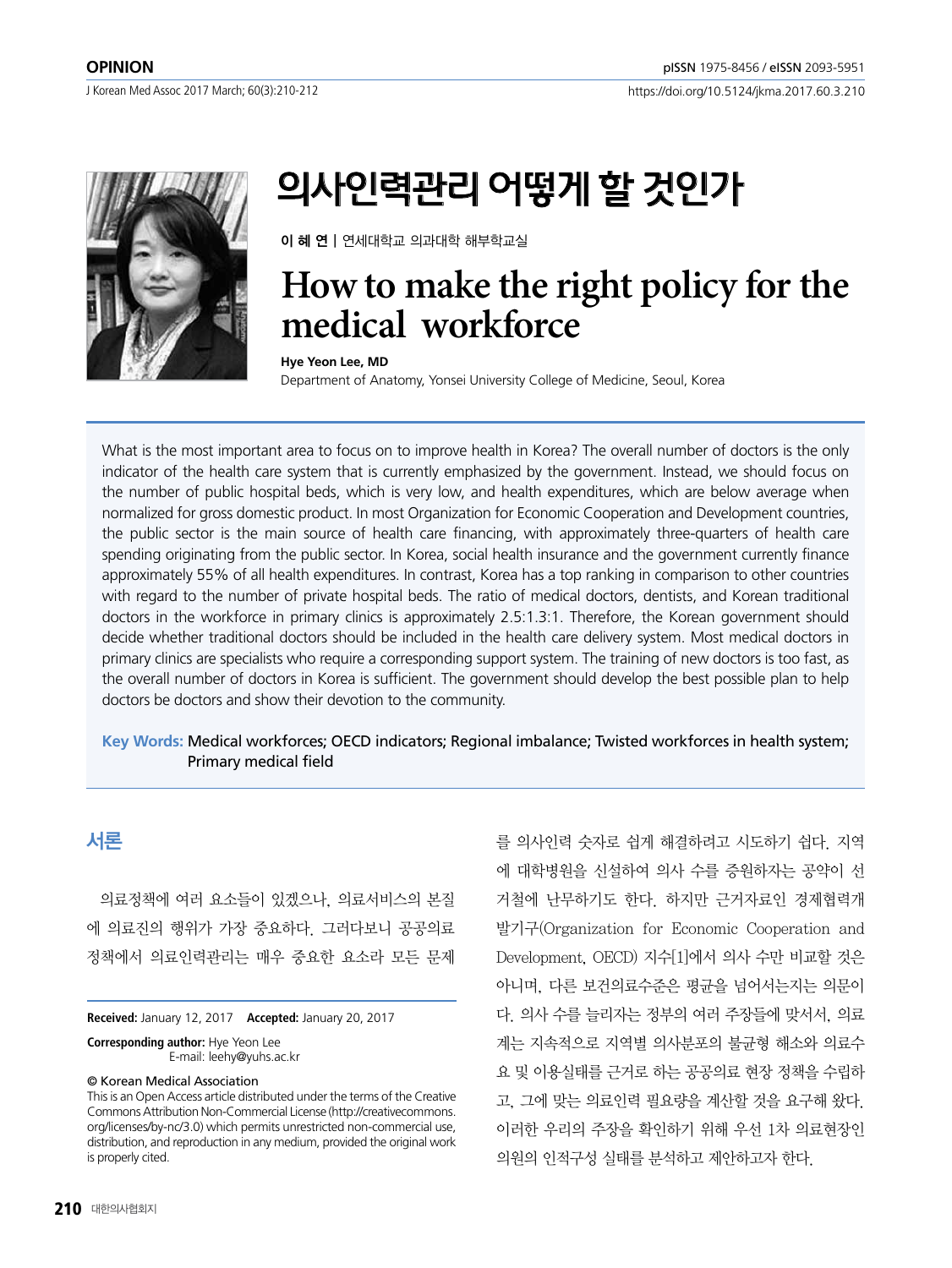OPINION

# 의사인력관리 어떻게 할 것인가

**이 혜 연** | 연세대학교 의과대학 해부학교실

# How to make the right policy for the medical workforce

**Hye Yeon Lee, MD**

Department of Anatomy, Yonsei University College of Medicine, Seoul, Korea

What is the most important area to focus on to improve health in Korea? The overall number of doctors is the only indicator of the health care system that is currently emphasized by the government. Instead, we should focus on the number of public hospital beds, which is very low, and health expenditures, which are below average when normalized for gross domestic product. In most Organization for Economic Cooperation and Development countries, the public sector is the main source of health care financing, with approximately three-quarters of health care spending originating from the public sector. In Korea, social health insurance and the government currently finance approximately 55% of all health expenditures. In contrast, Korea has a top ranking in comparison to other countries with regard to the number of private hospital beds. The ratio of medical doctors, dentists, and Korean traditional doctors in the workforce in primary clinics is approximately 2.5:1.3:1. Therefore, the Korean government should decide whether traditional doctors should be included in the health care delivery system. Most medical doctors in primary clinics are specialists who require a corresponding support system. The training of new doctors is too fast, as the overall number of doctors in Korea is sufficient. The government should develop the best possible plan to help doctors be doctors and show their devotion to the community.

**Key Words:** Medical workforces; OECD indicators; Regional imbalance; Twisted workforces in health system; Primary medical field

## 서론

의료정책에 여러 요소들이 있겠으나, 의료서비스의 본질에 의료진의 행위가 가장 중요하다. 그러다보니 공공의료정책에서 의료인력관리는 매우 중요한 요소라 모든 문제를 의사인력 숫자로 쉽게 해결하려고 시도하기 쉽다. 지역에 대학병원을 신설하여 의사 수를 증원하자는 공약이 선거철에 난무하기도 한다. 하지만 근거자료인 경제협력개발기구(Organization for Economic Cooperation and Development, OECD) 지수[1]에서 의사 수만 비교할 것은 아니며, 다른 보건의료수준은 평균을 넘어서는지는 의문이다. 의사 수를 늘리자는 정부의 여러 주장들에 맞서서, 의료계는 지속적으로 지역별 의사분포의 불균형 해소와 의료수요 및 이용실태를 근거로 하는 공공의료 현장 정책을 수립하고, 그에 맞는 의료인력 필요량을 계산할 것을 요구해 왔다. 이러한 우리의 주장을 확인하기 위해 우선 1차 의료현장인 의원의 인적구성 실태를 분석하고 제안하고자 한다.

**Received:** January 12, 2017 **Accepted:** January 20, 2017

**Corresponding author:** Hye Yeon Lee
E-mail: leehy@yuhs.ac.kr

© Korean Medical Association

This is an Open Access article distributed under the terms of the Creative Commons Attribution Non-Commercial License (http://creativecommons.org/licenses/by-nc/3.0) which permits unrestricted non-commercial use, distribution, and reproduction in any medium, provided the original work is properly cited.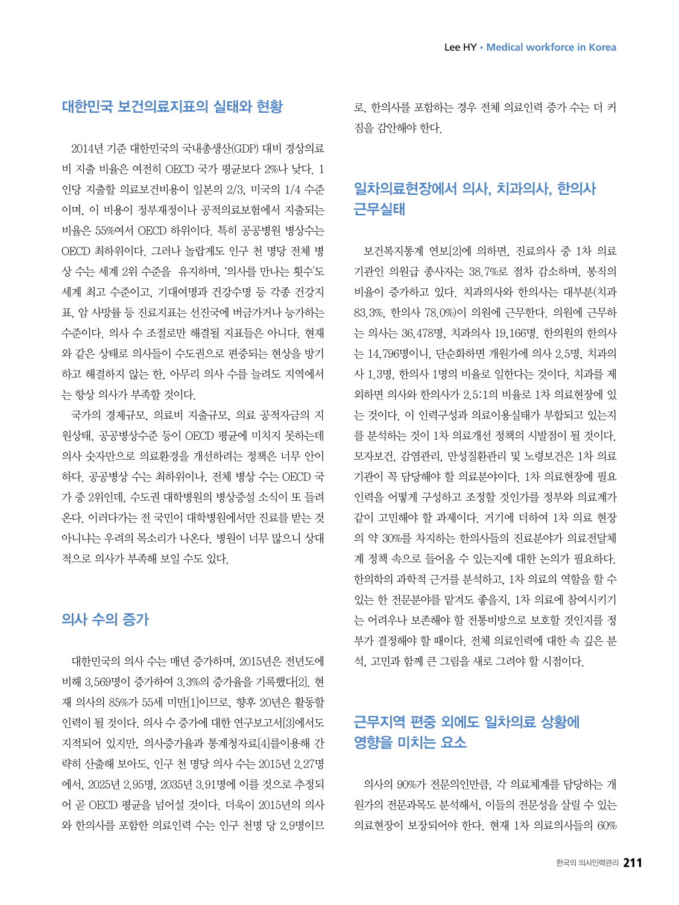## 대한민국 보건의료지표의 실태와 현황

2014년 기준 대한민국의 국내총생산(GDP) 대비 경상의료비 지출 비율은 여전히 OECD 국가 평균보다 2%나 낮다. 1인당 지출할 의료보건비용이 일본의 2/3, 미국의 1/4 수준이며, 이 비용이 정부재정이나 공적의료보험에서 지출되는 비율은 55%여서 OECD 하위이다. 특히 공공병원 병상수는 OECD 최하위이다. 그러나 놀랍게도 인구 천 명당 전체 병상 수는 세계 2위 수준을 유지하며, '의사를 만나는 횟수'도 세계 최고 수준이고, 기대여명과 건강수명 등 각종 건강지표, 암 사망률 등 진료지표는 선진국에 버금가거나 능가하는 수준이다. 의사 수 조절로만 해결될 지표들은 아니다. 현재와 같은 상태로 의사들이 수도권으로 편중되는 현상을 방기하고 해결하지 않는 한, 아무리 의사 수를 늘려도 지역에서는 항상 의사가 부족할 것이다.

국가의 경제규모, 의료비 지출규모, 의료 공적자금의 지원상태, 공공병상수준 등이 OECD 평균에 미치지 못하는데 의사 숫자만으로 의료환경을 개선하려는 정책은 너무 안이하다. 공공병상 수는 최하위이나, 전체 병상 수는 OECD 국가 중 2위인데, 수도권 대학병원의 병상증설 소식이 또 들려온다. 이러다가는 전 국민이 대학병원에서만 진료를 받는 것 아니냐는 우려의 목소리가 나온다. 병원이 너무 많으니 상대적으로 의사가 부족해 보일 수도 있다.

## 의사 수의 증가

대한민국의 의사 수는 매년 증가하며, 2015년은 전년도에 비해 3,569명이 증가하여 3.3%의 증가율을 기록했다[2]. 현재 의사의 85%가 55세 미만[1]이므로, 향후 20년은 활동할 인력이 될 것이다. 의사 수 증가에 대한 연구보고서[3]에서도 지적되어 있지만, 의사증가율과 통계청자료[4]를이용해 간략히 산출해 보아도, 인구 천 명당 의사 수는 2015년 2.27명에서, 2025년 2.95명, 2035년 3.91명에 이를 것으로 추정되어 곧 OECD 평균을 넘어설 것이다. 더욱이 2015년의 의사와 한의사를 포함한 의료인력 수는 인구 천명 당 2.9명이므로, 한의사를 포함하는 경우 전체 의료인력 증가 수는 더 커짐을 감안해야 한다.

## 일차의료현장에서 의사, 치과의사, 한의사 근무실태

보건복지통계 연보[2]에 의하면, 진료의사 중 1차 의료기관인 의원급 종사자는 38.7%로 점차 감소하며, 봉직의 비율이 증가하고 있다. 치과의사와 한의사는 대부분(치과 83.3%, 한의사 78.0%)이 의원에 근무한다. 의원에 근무하는 의사는 36,478명, 치과의사 19,166명, 한의원의 한의사는 14,796명이니, 단순화하면 개원가에 의사 2.5명, 치과의사 1.3명, 한의사 1명의 비율로 일한다는 것이다. 치과를 제외하면 의사와 한의사가 2.5:1의 비율로 1차 의료현장에 있는 것이다. 이 인력구성과 의료이용실태가 부합되고 있는지를 분석하는 것이 1차 의료개선 정책의 시발점이 될 것이다. 모자보건, 감염관리, 만성질환관리 및 노령보건은 1차 의료기관이 꼭 담당해야 할 의료분야이다. 1차 의료현장에 필요 인력을 어떻게 구성하고 조정할 것인가를 정부와 의료계가 같이 고민해야 할 과제이다. 거기에 더하여 1차 의료 현장의 약 30%를 차지하는 한의사들의 진료분야가 의료전달체계 정책 속으로 들어올 수 있는지에 대한 논의가 필요하다. 한의학의 과학적 근거를 분석하고, 1차 의료의 역할을 할 수 있는 한 전문분야를 맡겨도 좋을지, 1차 의료에 참여시키기는 어려우나 보존해야 할 전통비방으로 보호할 것인지를 정부가 결정해야 할 때이다. 전체 의료인력에 대한 속 깊은 분석, 고민과 함께 큰 그림을 새로 그려야 할 시점이다.

## 근무지역 편중 외에도 일차의료 상황에 영향을 미치는 요소

의사의 90%가 전문의인만큼, 각 의료체계를 담당하는 개원가의 전문과목도 분석해서, 이들의 전문성을 살릴 수 있는 의료현장이 보장되어야 한다. 현재 1차 의료의사들의 60%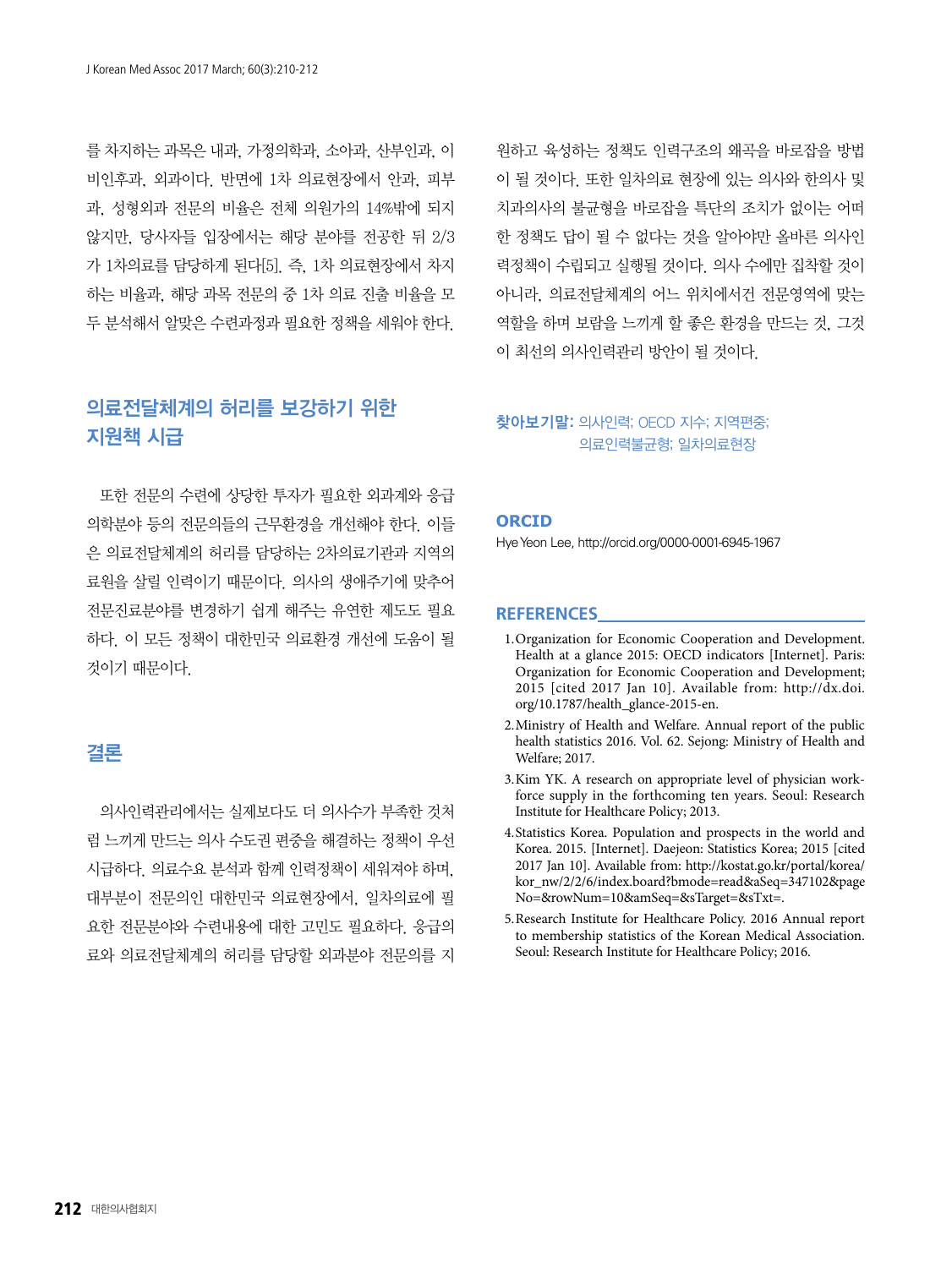를 차지하는 과목은 내과, 가정의학과, 소아과, 산부인과, 이비인후과, 외과이다. 반면에 1차 의료현장에서 안과, 피부과, 성형외과 전문의 비율은 전체 의원가의 14%밖에 되지 않지만, 당사자들 입장에서는 해당 분야를 전공한 뒤 2/3가 1차의료를 담당하게 된다[5]. 즉, 1차 의료현장에서 차지하는 비율과, 해당 과목 전문의 중 1차 의료 진출 비율을 모두 분석해서 알맞은 수련과정과 필요한 정책을 세워야 한다.

## 의료전달체계의 허리를 보강하기 위한 지원책 시급

또한 전문의 수련에 상당한 투자가 필요한 외과계와 응급의학분야 등의 전문의들의 근무환경을 개선해야 한다. 이들은 의료전달체계의 허리를 담당하는 2차의료기관과 지역의료원을 살릴 인력이기 때문이다. 의사의 생애주기에 맞추어 전문진료분야를 변경하기 쉽게 해주는 유연한 제도도 필요하다. 이 모든 정책이 대한민국 의료환경 개선에 도움이 될 것이기 때문이다.

## 결론

의사인력관리에서는 실제보다도 더 의사수가 부족한 것처럼 느끼게 만드는 의사 수도권 편중을 해결하는 정책이 우선 시급하다. 의료수요 분석과 함께 인력정책이 세워져야 하며, 대부분이 전문의인 대한민국 의료현장에서, 일차의료에 필요한 전문분야와 수련내용에 대한 고민도 필요하다. 응급의료와 의료전달체계의 허리를 담당할 외과분야 전문의를 지원하고 육성하는 정책도 인력구조의 왜곡을 바로잡을 방법이 될 것이다. 또한 일차의료 현장에 있는 의사와 한의사 및 치과의사의 불균형을 바로잡을 특단의 조치가 없이는 어떠한 정책도 답이 될 수 없다는 것을 알아야만 올바른 의사인력정책이 수립되고 실행될 것이다. 의사 수에만 집착할 것이 아니라, 의료전달체계의 어느 위치에서건 전문영역에 맞는 역할을 하며 보람을 느끼게 할 좋은 환경을 만드는 것, 그것이 최선의 의사인력관리 방안이 될 것이다.

**찾아보기말:** 의사인력; OECD 지수; 지역편중; 의료인력불균형; 일차의료현장

## ORCID

Hye Yeon Lee, http://orcid.org/0000-0001-6945-1967

## REFERENCES

1. Organization for Economic Cooperation and Development. Health at a glance 2015: OECD indicators [Internet]. Paris: Organization for Economic Cooperation and Development; 2015 [cited 2017 Jan 10]. Available from: http://dx.doi.org/10.1787/health_glance-2015-en.
2. Ministry of Health and Welfare. Annual report of the public health statistics 2016. Vol. 62. Sejong: Ministry of Health and Welfare; 2017.
3. Kim YK. A research on appropriate level of physician workforce supply in the forthcoming ten years. Seoul: Research Institute for Healthcare Policy; 2013.
4. Statistics Korea. Population and prospects in the world and Korea. 2015. [Internet]. Daejeon: Statistics Korea; 2015 [cited 2017 Jan 10]. Available from: http://kostat.go.kr/portal/korea/kor_nw/2/2/6/index.board?bmode=read&aSeq=347102&pageNo=&rowNum=10&amSeq=&sTarget=&sTxt=.
5. Research Institute for Healthcare Policy. 2016 Annual report to membership statistics of the Korean Medical Association. Seoul: Research Institute for Healthcare Policy; 2016.